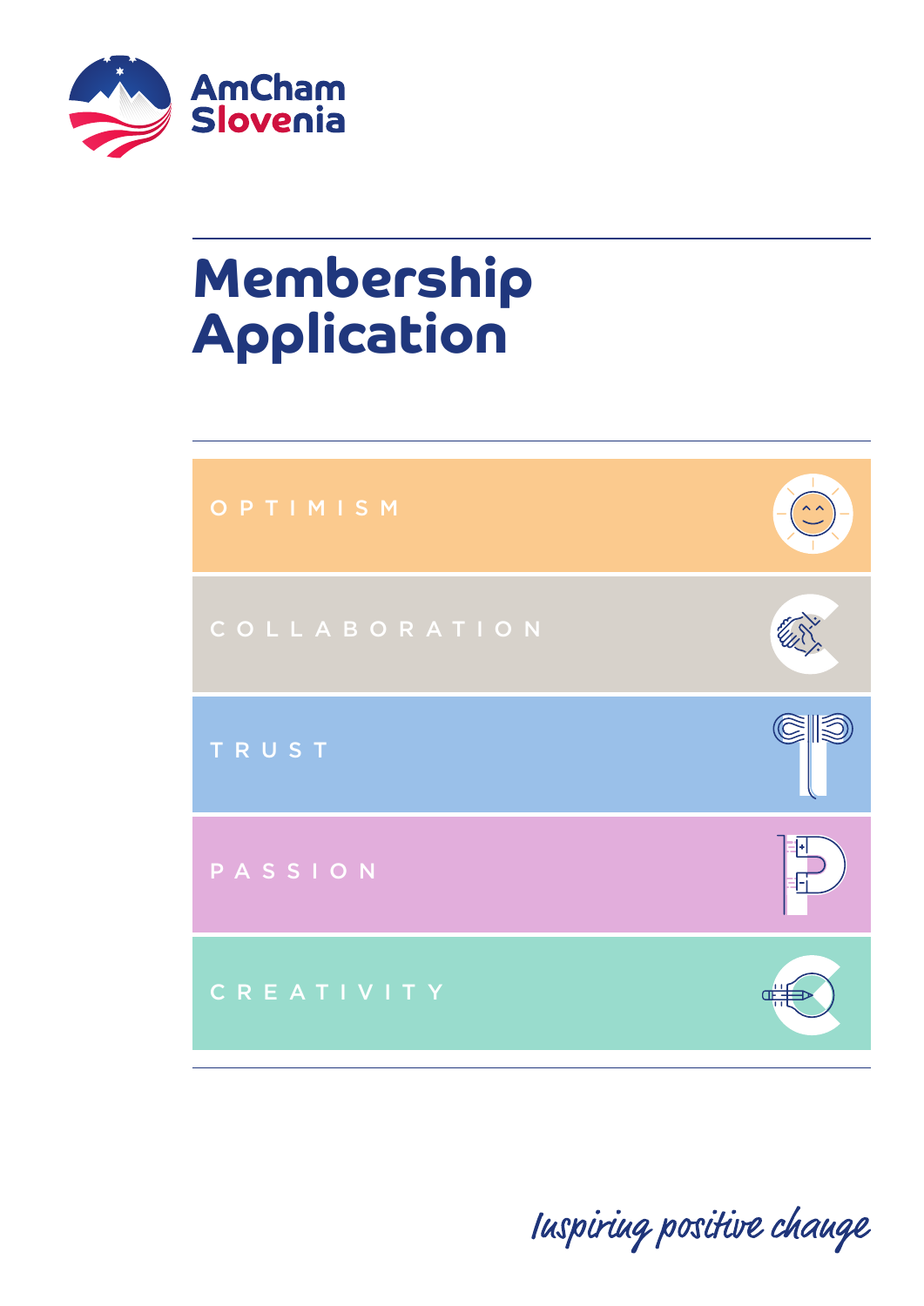AmCham Slovenia

# Membership Application

OPTIMISM

COLLABORATION

TRUST

PASSION

CREATIVITY

*Inspiring positive change*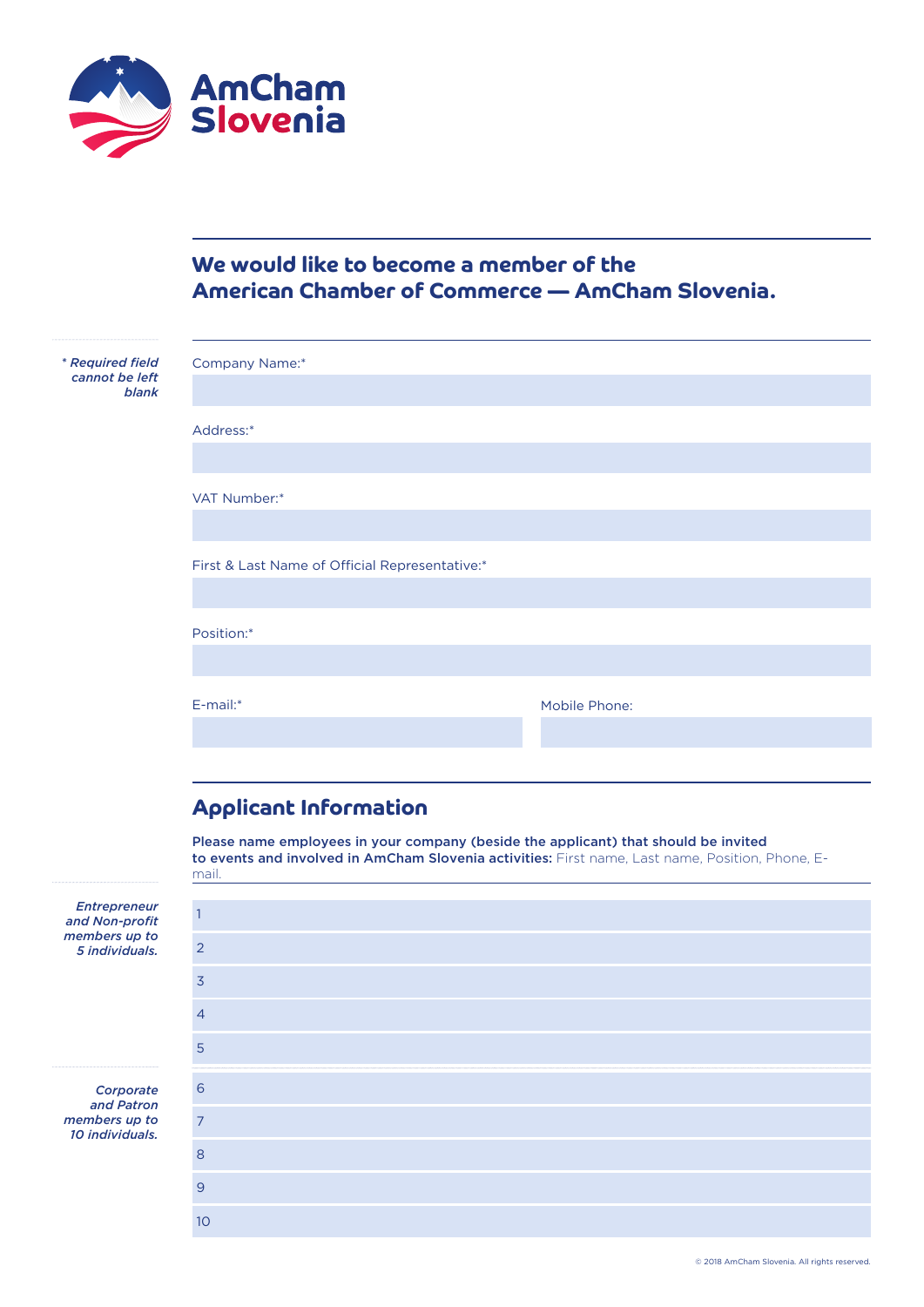AmCham Slovenia

## We would like to become a member of the American Chamber of Commerce — AmCham Slovenia.

*\* Required field cannot be left blank*

Company Name:*

Address:*

VAT Number:*

First & Last Name of Official Representative:*

Position:*

E-mail:*

Mobile Phone:

## Applicant Information

**Please name employees in your company (beside the applicant) that should be invited to events and involved in AmCham Slovenia activities:** First name, Last name, Position, Phone, E-mail.

*Entrepreneur and Non-profit members up to 5 individuals.*

1

2

3

4

5

*Corporate and Patron members up to 10 individuals.*

6

7

8

9

10

© 2018 AmCham Slovenia. All rights reserved.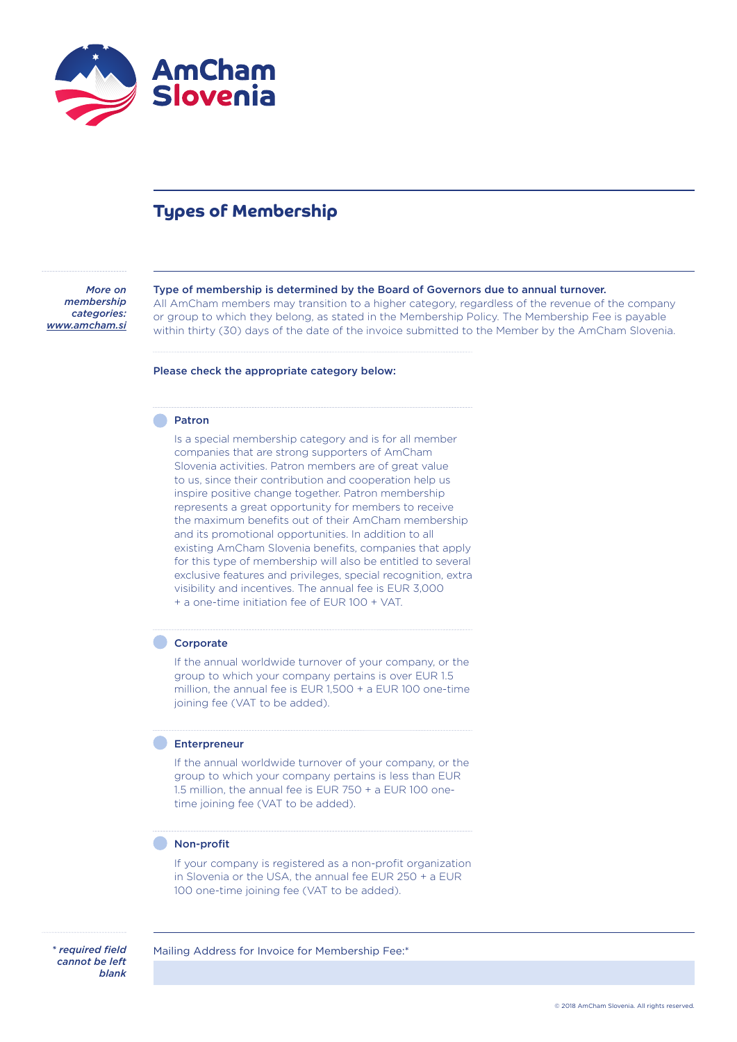AmCham Slovenia

## Types of Membership

*More on membership categories: [www.amcham.si](http://www.amcham.si)*

**Type of membership is determined by the Board of Governors due to annual turnover.**
All AmCham members may transition to a higher category, regardless of the revenue of the company or group to which they belong, as stated in the Membership Policy. The Membership Fee is payable within thirty (30) days of the date of the invoice submitted to the Member by the AmCham Slovenia.

**Please check the appropriate category below:**

**Patron**

Is a special membership category and is for all member companies that are strong supporters of AmCham Slovenia activities. Patron members are of great value to us, since their contribution and cooperation help us inspire positive change together. Patron membership represents a great opportunity for members to receive the maximum benefits out of their AmCham membership and its promotional opportunities. In addition to all existing AmCham Slovenia benefits, companies that apply for this type of membership will also be entitled to several exclusive features and privileges, special recognition, extra visibility and incentives. The annual fee is EUR 3,000 + a one-time initiation fee of EUR 100 + VAT.

**Corporate**

If the annual worldwide turnover of your company, or the group to which your company pertains is over EUR 1.5 million, the annual fee is EUR 1,500 + a EUR 100 one-time joining fee (VAT to be added).

**Enterpreneur**

If the annual worldwide turnover of your company, or the group to which your company pertains is less than EUR 1.5 million, the annual fee is EUR 750 + a EUR 100 one-time joining fee (VAT to be added).

**Non-profit**

If your company is registered as a non-profit organization in Slovenia or the USA, the annual fee EUR 250 + a EUR 100 one-time joining fee (VAT to be added).

*\* required field cannot be left blank*

Mailing Address for Invoice for Membership Fee:*

© 2018 AmCham Slovenia. All rights reserved.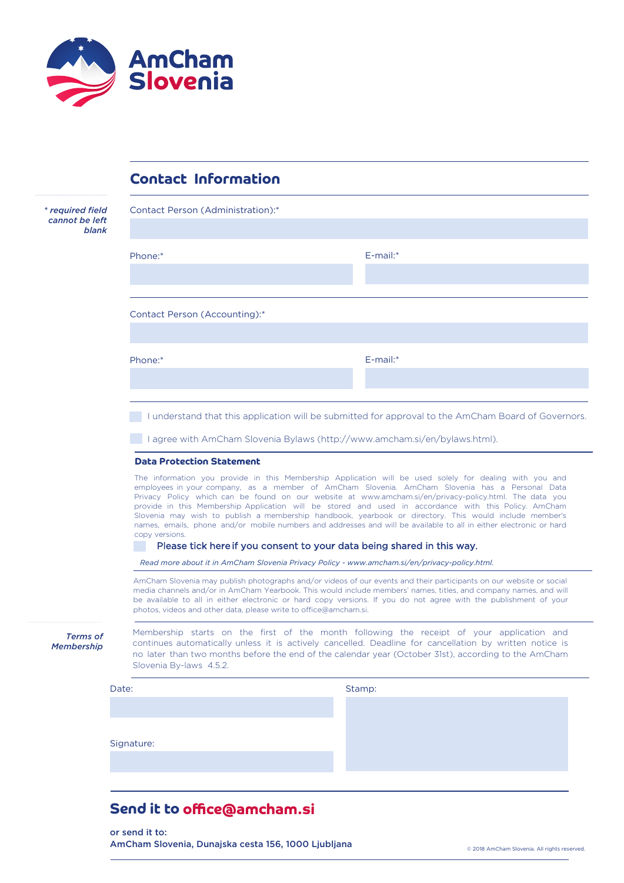AmCham Slovenia

## Contact Information

*\* required field cannot be left blank*

Contact Person (Administration):*

Phone:*

E-mail:*

Contact Person (Accounting):*

Phone:*

E-mail:*

☐ I understand that this application will be submitted for approval to the AmCham Board of Governors.

☐ I agree with AmCham Slovenia Bylaws (http://www.amcham.si/en/bylaws.html).

### Data Protection Statement

The information you provide in this Membership Application will be used solely for dealing with you and employees in your company, as a member of AmCham Slovenia. AmCham Slovenia has a Personal Data Privacy Policy which can be found on our website at www.amcham.si/en/privacy-policy.html. The data you provide in this Membership Application will be stored and used in accordance with this Policy. AmCham Slovenia may wish to publish a membership handbook, yearbook or directory. This would include member's names, emails, phone and/or mobile numbers and addresses and will be available to all in either electronic or hard copy versions.

☐ Please tick here if you consent to your data being shared in this way.

*Read more about it in AmCham Slovenia Privacy Policy - www.amcham.si/en/privacy-policy.html.*

AmCham Slovenia may publish photographs and/or videos of our events and their participants on our website or social media channels and/or in AmCham Yearbook. This would include members' names, titles, and company names, and will be available to all in either electronic or hard copy versions. If you do not agree with the publishment of your photos, videos and other data, please write to office@amcham.si.

*Terms of Membership*

Membership starts on the first of the month following the receipt of your application and continues automatically unless it is actively cancelled. Deadline for cancellation by written notice is no later than two months before the end of the calendar year (October 31st), according to the AmCham Slovenia By-laws 4.5.2.

Date:

Stamp:

Signature:

## Send it to office@amcham.si

or send it to:
AmCham Slovenia, Dunajska cesta 156, 1000 Ljubljana

© 2018 AmCham Slovenia. All rights reserved.